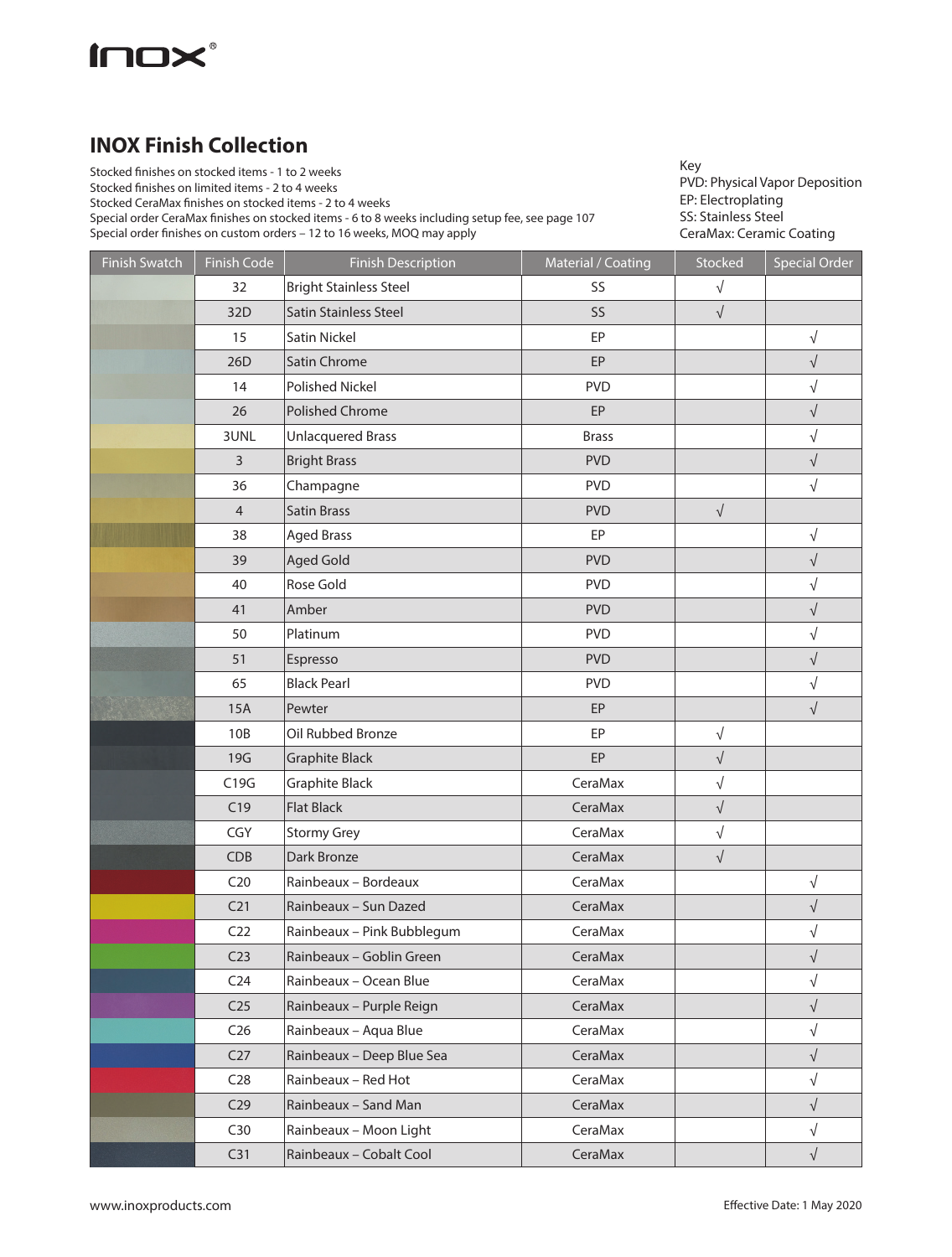# INOX Finish Collection

Stocked finishes on stocked items - 1 to 2 weeks
Stocked finishes on limited items - 2 to 4 weeks
Stocked CeraMax finishes on stocked items - 2 to 4 weeks
Special order CeraMax finishes on stocked items - 6 to 8 weeks including setup fee, see page 107
Special order finishes on custom orders – 12 to 16 weeks, MOQ may apply

Key
PVD: Physical Vapor Deposition
EP: Electroplating
SS: Stainless Steel
CeraMax: Ceramic Coating

| Finish Swatch | Finish Code | Finish Description | Material / Coating | Stocked | Special Order |
|---|---|---|---|---|---|
| | 32 | Bright Stainless Steel | SS | √ | |
| | 32D | Satin Stainless Steel | SS | √ | |
| | 15 | Satin Nickel | EP | | √ |
| | 26D | Satin Chrome | EP | | √ |
| | 14 | Polished Nickel | PVD | | √ |
| | 26 | Polished Chrome | EP | | √ |
| | 3UNL | Unlacquered Brass | Brass | | √ |
| | 3 | Bright Brass | PVD | | √ |
| | 36 | Champagne | PVD | | √ |
| | 4 | Satin Brass | PVD | √ | |
| | 38 | Aged Brass | EP | | √ |
| | 39 | Aged Gold | PVD | | √ |
| | 40 | Rose Gold | PVD | | √ |
| | 41 | Amber | PVD | | √ |
| | 50 | Platinum | PVD | | √ |
| | 51 | Espresso | PVD | | √ |
| | 65 | Black Pearl | PVD | | √ |
| | 15A | Pewter | EP | | √ |
| | 10B | Oil Rubbed Bronze | EP | √ | |
| | 19G | Graphite Black | EP | √ | |
| | C19G | Graphite Black | CeraMax | √ | |
| | C19 | Flat Black | CeraMax | √ | |
| | CGY | Stormy Grey | CeraMax | √ | |
| | CDB | Dark Bronze | CeraMax | √ | |
| | C20 | Rainbeaux – Bordeaux | CeraMax | | √ |
| | C21 | Rainbeaux – Sun Dazed | CeraMax | | √ |
| | C22 | Rainbeaux – Pink Bubblegum | CeraMax | | √ |
| | C23 | Rainbeaux – Goblin Green | CeraMax | | √ |
| | C24 | Rainbeaux – Ocean Blue | CeraMax | | √ |
| | C25 | Rainbeaux – Purple Reign | CeraMax | | √ |
| | C26 | Rainbeaux – Aqua Blue | CeraMax | | √ |
| | C27 | Rainbeaux – Deep Blue Sea | CeraMax | | √ |
| | C28 | Rainbeaux – Red Hot | CeraMax | | √ |
| | C29 | Rainbeaux – Sand Man | CeraMax | | √ |
| | C30 | Rainbeaux – Moon Light | CeraMax | | √ |
| | C31 | Rainbeaux – Cobalt Cool | CeraMax | | √ |

www.inoxproducts.com

Effective Date: 1 May 2020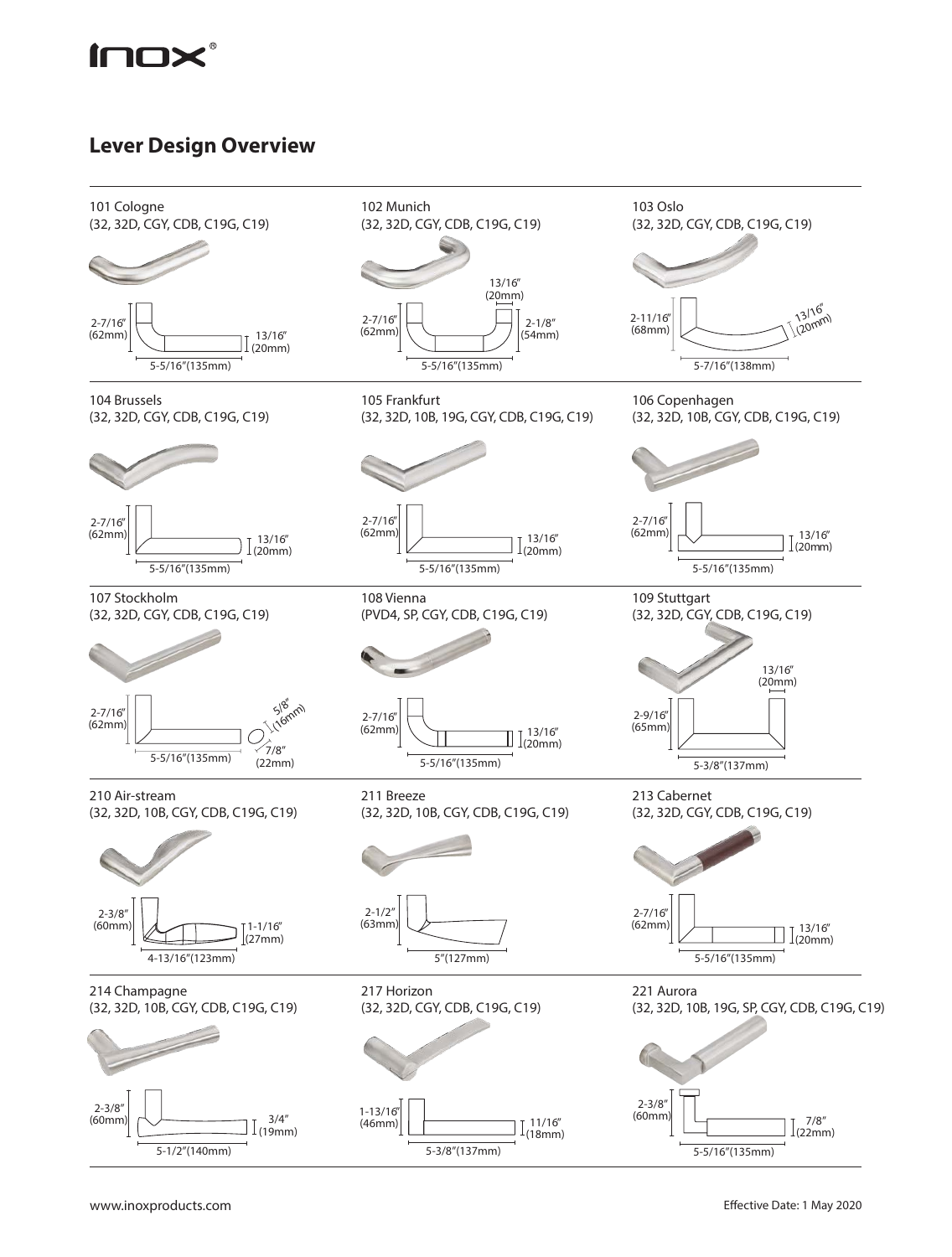# Lever Design Overview

**101 Cologne**
(32, 32D, CGY, CDB, C19G, C19)

2-7/16" (62mm) | 13/16" (20mm) | 5-5/16"(135mm)

**102 Munich**
(32, 32D, CGY, CDB, C19G, C19)

13/16" (20mm) | 2-7/16" (62mm) | 2-1/8" (54mm) | 5-5/16"(135mm)

**103 Oslo**
(32, 32D, CGY, CDB, C19G, C19)

2-11/16" (68mm) | 13/16" (20mm) | 5-7/16"(138mm)

**104 Brussels**
(32, 32D, CGY, CDB, C19G, C19)

2-7/16" (62mm) | 13/16" (20mm) | 5-5/16"(135mm)

**105 Frankfurt**
(32, 32D, 10B, 19G, CGY, CDB, C19G, C19)

2-7/16" (62mm) | 13/16" (20mm) | 5-5/16"(135mm)

**106 Copenhagen**
(32, 32D, 10B, CGY, CDB, C19G, C19)

2-7/16" (62mm) | 13/16" (20mm) | 5-5/16"(135mm)

**107 Stockholm**
(32, 32D, CGY, CDB, C19G, C19)

2-7/16" (62mm) | 5/8" (16mm) | 7/8" (22mm) | 5-5/16"(135mm)

**108 Vienna**
(PVD4, SP, CGY, CDB, C19G, C19)

2-7/16" (62mm) | 13/16" (20mm) | 5-5/16"(135mm)

**109 Stuttgart**
(32, 32D, CGY, CDB, C19G, C19)

13/16" (20mm) | 2-9/16" (65mm) | 5-3/8"(137mm)

**210 Air-stream**
(32, 32D, 10B, CGY, CDB, C19G, C19)

2-3/8" (60mm) | 1-1/16" (27mm) | 4-13/16"(123mm)

**211 Breeze**
(32, 32D, 10B, CGY, CDB, C19G, C19)

2-1/2" (63mm) | 5"(127mm)

**213 Cabernet**
(32, 32D, CGY, CDB, C19G, C19)

2-7/16" (62mm) | 13/16" (20mm) | 5-5/16"(135mm)

**214 Champagne**
(32, 32D, 10B, CGY, CDB, C19G, C19)

2-3/8" (60mm) | 3/4" (19mm) | 5-1/2"(140mm)

**217 Horizon**
(32, 32D, CGY, CDB, C19G, C19)

1-13/16" (46mm) | 11/16" (18mm) | 5-3/8"(137mm)

**221 Aurora**
(32, 32D, 10B, 19G, SP, CGY, CDB, C19G, C19)

2-3/8" (60mm) | 7/8" (22mm) | 5-5/16"(135mm)

www.inoxproducts.com

Effective Date: 1 May 2020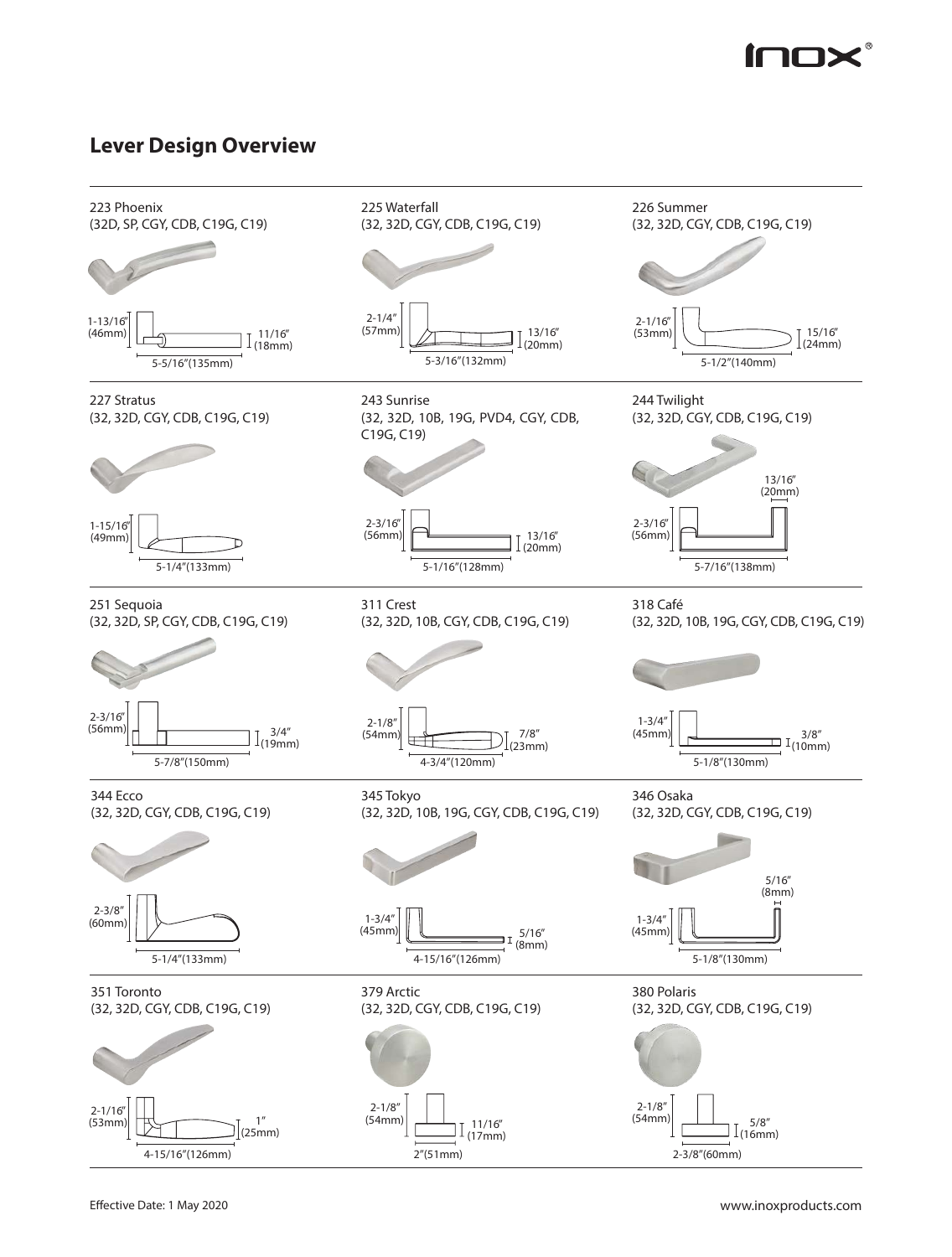## Lever Design Overview

**223 Phoenix**
(32D, SP, CGY, CDB, C19G, C19)

1-13/16" (46mm) · 11/16" (18mm) · 5-5/16"(135mm)

**225 Waterfall**
(32, 32D, CGY, CDB, C19G, C19)

2-1/4" (57mm) · 13/16" (20mm) · 5-3/16"(132mm)

**226 Summer**
(32, 32D, CGY, CDB, C19G, C19)

2-1/16" (53mm) · 15/16" (24mm) · 5-1/2"(140mm)

**227 Stratus**
(32, 32D, CGY, CDB, C19G, C19)

1-15/16" (49mm) · 5-1/4"(133mm)

**243 Sunrise**
(32, 32D, 10B, 19G, PVD4, CGY, CDB, C19G, C19)

2-3/16" (56mm) · 13/16" (20mm) · 5-1/16"(128mm)

**244 Twilight**
(32, 32D, CGY, CDB, C19G, C19)

2-3/16" (56mm) · 13/16" (20mm) · 5-7/16"(138mm)

**251 Sequoia**
(32, 32D, SP, CGY, CDB, C19G, C19)

2-3/16" (56mm) · 3/4" (19mm) · 5-7/8"(150mm)

**311 Crest**
(32, 32D, 10B, CGY, CDB, C19G, C19)

2-1/8" (54mm) · 7/8" (23mm) · 4-3/4"(120mm)

**318 Café**
(32, 32D, 10B, 19G, CGY, CDB, C19G, C19)

1-3/4" (45mm) · 3/8" (10mm) · 5-1/8"(130mm)

**344 Ecco**
(32, 32D, CGY, CDB, C19G, C19)

2-3/8" (60mm) · 5-1/4"(133mm)

**345 Tokyo**
(32, 32D, 10B, 19G, CGY, CDB, C19G, C19)

1-3/4" (45mm) · 5/16" (8mm) · 4-15/16"(126mm)

**346 Osaka**
(32, 32D, CGY, CDB, C19G, C19)

1-3/4" (45mm) · 5/16" (8mm) · 5-1/8"(130mm)

**351 Toronto**
(32, 32D, CGY, CDB, C19G, C19)

2-1/16" (53mm) · 1" (25mm) · 4-15/16"(126mm)

**379 Arctic**
(32, 32D, CGY, CDB, C19G, C19)

2-1/8" (54mm) · 11/16" (17mm) · 2"(51mm)

**380 Polaris**
(32, 32D, CGY, CDB, C19G, C19)

2-1/8" (54mm) · 5/8" (16mm) · 2-3/8"(60mm)

Effective Date: 1 May 2020

www.inoxproducts.com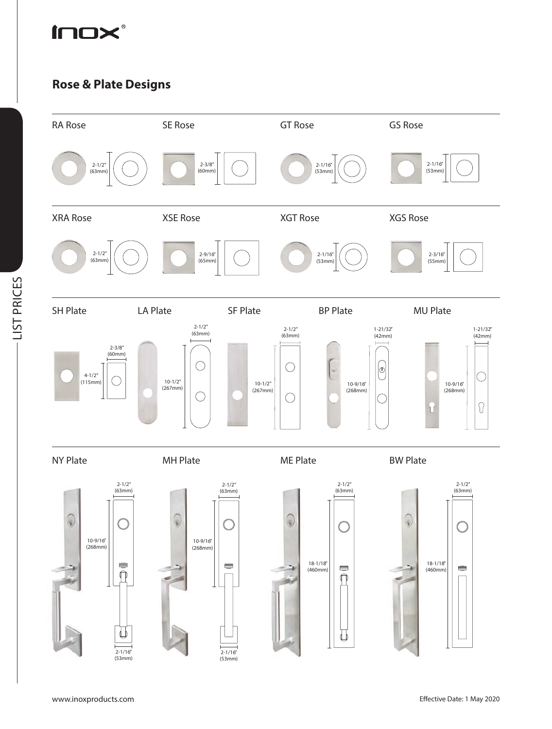# inox®

## Rose & Plate Designs

### RA Rose

2-1/2" (63mm)

### SE Rose

2-3/8" (60mm)

### GT Rose

2-1/16" (53mm)

### GS Rose

2-1/16" (53mm)

### XRA Rose

2-1/2" (63mm)

### XSE Rose

2-9/16" (65mm)

### XGT Rose

2-1/16" (53mm)

### XGS Rose

2-3/16" (55mm)

### SH Plate

2-3/8" (60mm)

4-1/2" (115mm)

### LA Plate

2-1/2" (63mm)

10-1/2" (267mm)

### SF Plate

2-1/2" (63mm)

10-1/2" (267mm)

### BP Plate

1-21/32" (42mm)

10-9/16" (268mm)

### MU Plate

1-21/32" (42mm)

10-9/16" (268mm)

### NY Plate

2-1/2" (63mm)

10-9/16" (268mm)

2-1/16" (53mm)

### MH Plate

2-1/2" (63mm)

10-9/16" (268mm)

2-1/16" (53mm)

### ME Plate

2-1/2" (63mm)

18-1/18" (460mm)

### BW Plate

2-1/2" (63mm)

18-1/18" (460mm)

LIST PRICES

www.inoxproducts.com

Effective Date: 1 May 2020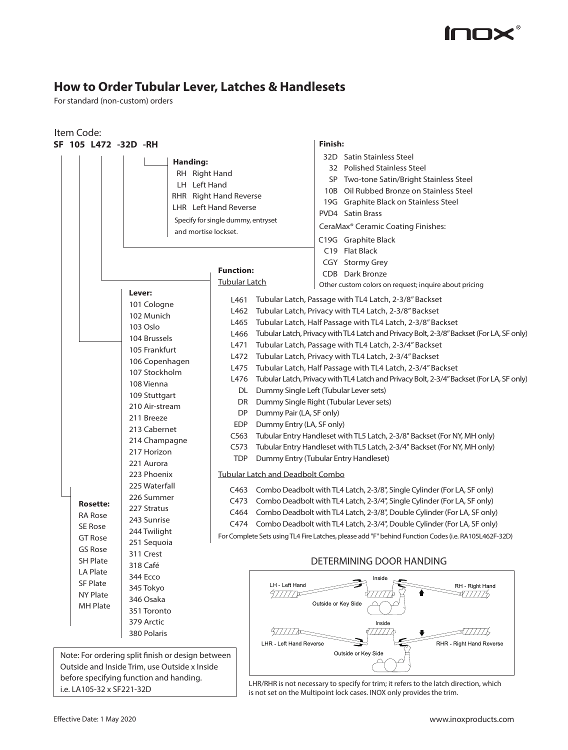# How to Order Tubular Lever, Latches & Handlesets

For standard (non-custom) orders

Item Code:

**SF 105 L472 -32D -RH**

**Handing:**

- RH Right Hand
- LH Left Hand
- RHR Right Hand Reverse
- LHR Left Hand Reverse

Specify for single dummy, entryset and mortise lockset.

**Finish:**

- 32D Satin Stainless Steel
- 32 Polished Stainless Steel
- SP Two-tone Satin/Bright Stainless Steel
- 10B Oil Rubbed Bronze on Stainless Steel
- 19G Graphite Black on Stainless Steel
- PVD4 Satin Brass

CeraMax® Ceramic Coating Finishes:

- C19G Graphite Black
- C19 Flat Black
- CGY Stormy Grey
- CDB Dark Bronze

Other custom colors on request; inquire about pricing

**Function:**

Tubular Latch

- L461 Tubular Latch, Passage with TL4 Latch, 2-3/8" Backset
- L462 Tubular Latch, Privacy with TL4 Latch, 2-3/8" Backset
- L465 Tubular Latch, Half Passage with TL4 Latch, 2-3/8" Backset
- L466 Tubular Latch, Privacy with TL4 Latch and Privacy Bolt, 2-3/8" Backset (For LA, SF only)
- L471 Tubular Latch, Passage with TL4 Latch, 2-3/4" Backset
- L472 Tubular Latch, Privacy with TL4 Latch, 2-3/4" Backset
- L475 Tubular Latch, Half Passage with TL4 Latch, 2-3/4" Backset
- L476 Tubular Latch, Privacy with TL4 Latch and Privacy Bolt, 2-3/4" Backset (For LA, SF only)
- DL Dummy Single Left (Tubular Lever sets)
- DR Dummy Single Right (Tubular Lever sets)
- DP Dummy Pair (LA, SF only)
- EDP Dummy Entry (LA, SF only)
- C563 Tubular Entry Handleset with TL5 Latch, 2-3/8" Backset (For NY, MH only)
- C573 Tubular Entry Handleset with TL5 Latch, 2-3/4" Backset (For NY, MH only)
- TDP Dummy Entry (Tubular Entry Handleset)

Tubular Latch and Deadbolt Combo

- C463 Combo Deadbolt with TL4 Latch, 2-3/8", Single Cylinder (For LA, SF only)
- C473 Combo Deadbolt with TL4 Latch, 2-3/4", Single Cylinder (For LA, SF only)
- C464 Combo Deadbolt with TL4 Latch, 2-3/8", Double Cylinder (For LA, SF only)
- C474 Combo Deadbolt with TL4 Latch, 2-3/4", Double Cylinder (For LA, SF only)

For Complete Sets using TL4 Fire Latches, please add "F" behind Function Codes (i.e. RA105L462F-32D)

**Lever:**

- 101 Cologne
- 102 Munich
- 103 Oslo
- 104 Brussels
- 105 Frankfurt
- 106 Copenhagen
- 107 Stockholm
- 108 Vienna
- 109 Stuttgart
- 210 Air-stream
- 211 Breeze
- 213 Cabernet
- 214 Champagne
- 217 Horizon
- 221 Aurora
- 223 Phoenix
- 225 Waterfall
- 226 Summer
- 227 Stratus
- 243 Sunrise
- 244 Twilight
- 251 Sequoia
- 311 Crest
- 318 Café
- 344 Ecco
- 345 Tokyo
- 346 Osaka
- 351 Toronto
- 379 Arctic
- 380 Polaris

**Rosette:**

- RA Rose
- SE Rose
- GT Rose
- GS Rose
- SH Plate
- LA Plate
- SF Plate
- NY Plate
- MH Plate

Note: For ordering split finish or design between Outside and Inside Trim, use Outside x Inside before specifying function and handing. i.e. LA105-32 x SF221-32D

## DETERMINING DOOR HANDING

LH - Left Hand | Inside | RH - Right Hand | Outside or Key Side

LHR - Left Hand Reverse | Inside | RHR - Right Hand Reverse | Outside or Key Side

LHR/RHR is not necessary to specify for trim; it refers to the latch direction, which is not set on the Multipoint lock cases. INOX only provides the trim.

Effective Date: 1 May 2020

www.inoxproducts.com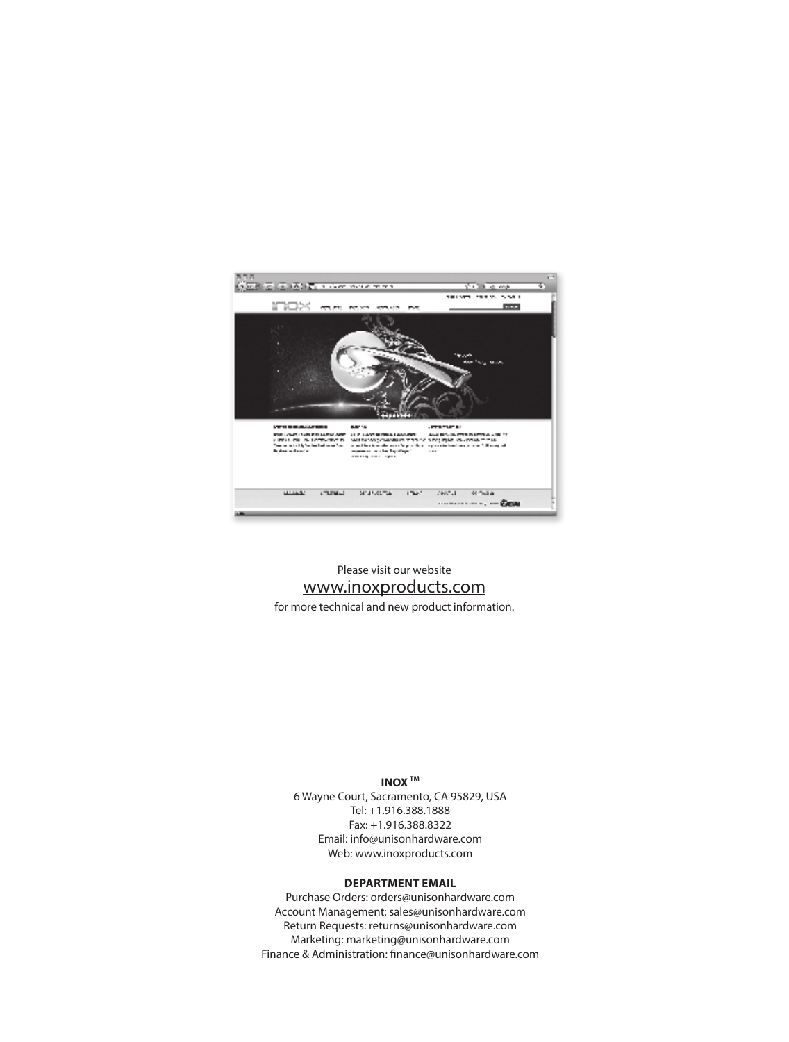Please visit our website

www.inoxproducts.com

for more technical and new product information.

**INOX ™**

6 Wayne Court, Sacramento, CA 95829, USA

Tel: +1.916.388.1888

Fax: +1.916.388.8322

Email: info@unisonhardware.com

Web: www.inoxproducts.com

**DEPARTMENT EMAIL**

Purchase Orders: orders@unisonhardware.com

Account Management: sales@unisonhardware.com

Return Requests: returns@unisonhardware.com

Marketing: marketing@unisonhardware.com

Finance & Administration: finance@unisonhardware.com